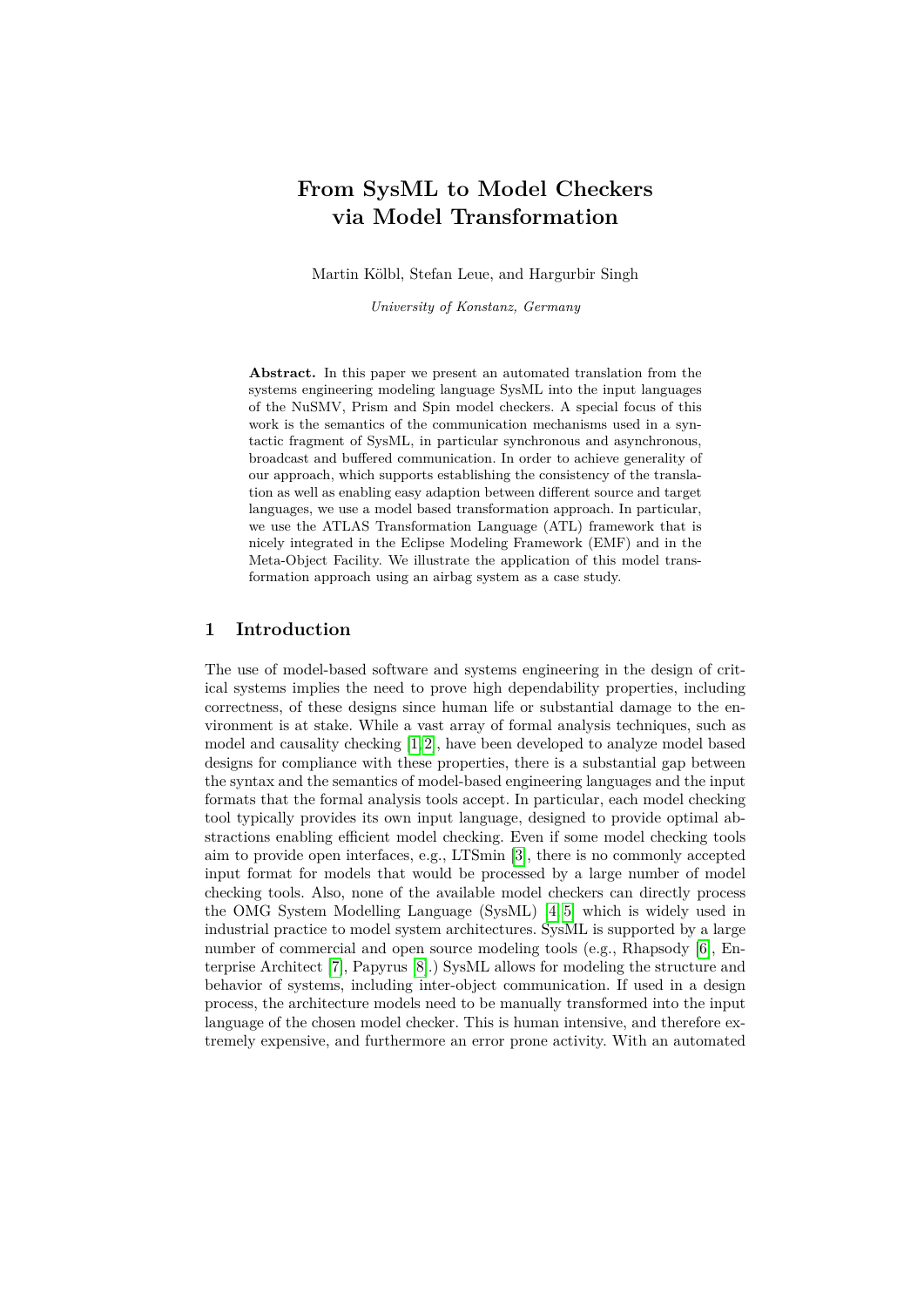# From SysML to Model Checkers via Model Transformation

Martin Kölbl, Stefan Leue, and Hargurbir Singh

*University of Konstanz, Germany*

**Abstract.** In this paper we present an automated translation from the systems engineering modeling language SysML into the input languages of the NuSMV, Prism and Spin model checkers. A special focus of this work is the semantics of the communication mechanisms used in a syntactic fragment of SysML, in particular synchronous and asynchronous, broadcast and buffered communication. In order to achieve generality of our approach, which supports establishing the consistency of the translation as well as enabling easy adaption between different source and target languages, we use a model based transformation approach. In particular, we use the ATLAS Transformation Language (ATL) framework that is nicely integrated in the Eclipse Modeling Framework (EMF) and in the Meta-Object Facility. We illustrate the application of this model transformation approach using an airbag system as a case study.

## 1 Introduction

The use of model-based software and systems engineering in the design of critical systems implies the need to prove high dependability properties, including correctness, of these designs since human life or substantial damage to the environment is at stake. While a vast array of formal analysis techniques, such as model and causality checking [1,2], have been developed to analyze model based designs for compliance with these properties, there is a substantial gap between the syntax and the semantics of model-based engineering languages and the input formats that the formal analysis tools accept. In particular, each model checking tool typically provides its own input language, designed to provide optimal abstractions enabling efficient model checking. Even if some model checking tools aim to provide open interfaces, e.g., LTSmin [3], there is no commonly accepted input format for models that would be processed by a large number of model checking tools. Also, none of the available model checkers can directly process the OMG System Modelling Language (SysML) [4,5] which is widely used in industrial practice to model system architectures. SysML is supported by a large number of commercial and open source modeling tools (e.g., Rhapsody [6], Enterprise Architect [7], Papyrus [8].) SysML allows for modeling the structure and behavior of systems, including inter-object communication. If used in a design process, the architecture models need to be manually transformed into the input language of the chosen model checker. This is human intensive, and therefore extremely expensive, and furthermore an error prone activity. With an automated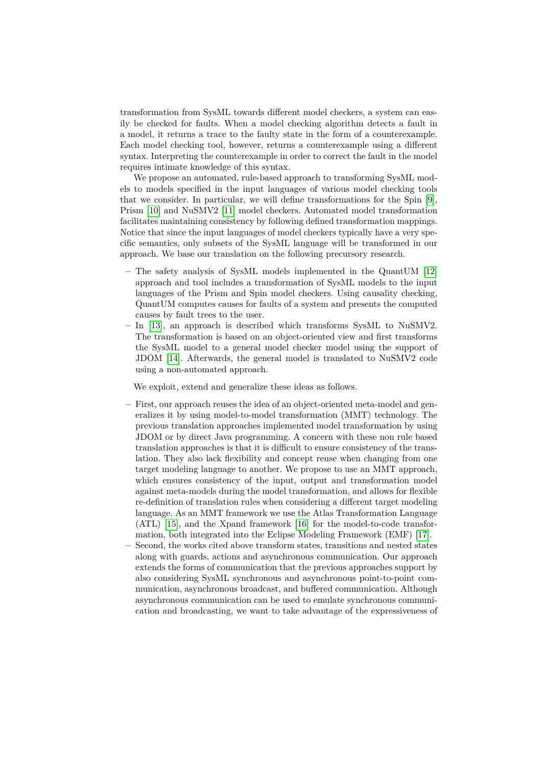transformation from SysML towards different model checkers, a system can easily be checked for faults. When a model checking algorithm detects a fault in a model, it returns a trace to the faulty state in the form of a counterexample. Each model checking tool, however, returns a counterexample using a different syntax. Interpreting the counterexample in order to correct the fault in the model requires intimate knowledge of this syntax.

We propose an automated, rule-based approach to transforming SysML models to models specified in the input languages of various model checking tools that we consider. In particular, we will define transformations for the Spin [9], Prism [10] and NuSMV2 [11] model checkers. Automated model transformation facilitates maintaining consistency by following defined transformation mappings. Notice that since the input languages of model checkers typically have a very specific semantics, only subsets of the SysML language will be transformed in our approach. We base our translation on the following precursory research.

- The safety analysis of SysML models implemented in the QuantUM [12] approach and tool includes a transformation of SysML models to the input languages of the Prism and Spin model checkers. Using causality checking, QuantUM computes causes for faults of a system and presents the computed causes by fault trees to the user.
- In [13], an approach is described which transforms SysML to NuSMV2. The transformation is based on an object-oriented view and first transforms the SysML model to a general model checker model using the support of JDOM [14]. Afterwards, the general model is translated to NuSMV2 code using a non-automated approach.

We exploit, extend and generalize these ideas as follows.

- First, our approach reuses the idea of an object-oriented meta-model and generalizes it by using model-to-model transformation (MMT) technology. The previous translation approaches implemented model transformation by using JDOM or by direct Java programming. A concern with these non rule based translation approaches is that it is difficult to ensure consistency of the translation. They also lack flexibility and concept reuse when changing from one target modeling language to another. We propose to use an MMT approach, which ensures consistency of the input, output and transformation model against meta-models during the model transformation, and allows for flexible re-definition of translation rules when considering a different target modeling language. As an MMT framework we use the Atlas Transformation Language (ATL) [15], and the Xpand framework [16] for the model-to-code transformation, both integrated into the Eclipse Modeling Framework (EMF) [17].
- Second, the works cited above transform states, transitions and nested states along with guards, actions and asynchronous communication. Our approach extends the forms of communication that the previous approaches support by also considering SysML synchronous and asynchronous point-to-point communication, asynchronous broadcast, and buffered communication. Although asynchronous communication can be used to emulate synchronous communication and broadcasting, we want to take advantage of the expressiveness of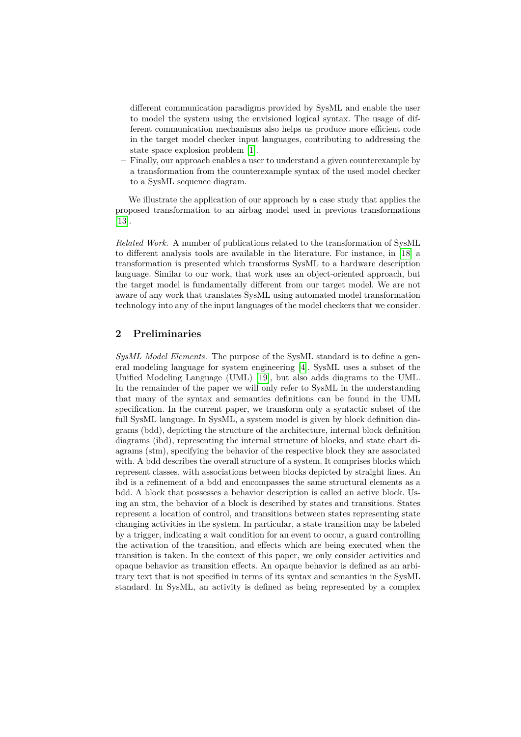different communication paradigms provided by SysML and enable the user to model the system using the envisioned logical syntax. The usage of different communication mechanisms also helps us produce more efficient code in the target model checker input languages, contributing to addressing the state space explosion problem [1].

– Finally, our approach enables a user to understand a given counterexample by a transformation from the counterexample syntax of the used model checker to a SysML sequence diagram.

We illustrate the application of our approach by a case study that applies the proposed transformation to an airbag model used in previous transformations [13].

*Related Work.* A number of publications related to the transformation of SysML to different analysis tools are available in the literature. For instance, in [18] a transformation is presented which transforms SysML to a hardware description language. Similar to our work, that work uses an object-oriented approach, but the target model is fundamentally different from our target model. We are not aware of any work that translates SysML using automated model transformation technology into any of the input languages of the model checkers that we consider.

## 2 Preliminaries

*SysML Model Elements.* The purpose of the SysML standard is to define a general modeling language for system engineering [4]. SysML uses a subset of the Unified Modeling Language (UML) [19], but also adds diagrams to the UML. In the remainder of the paper we will only refer to SysML in the understanding that many of the syntax and semantics definitions can be found in the UML specification. In the current paper, we transform only a syntactic subset of the full SysML language. In SysML, a system model is given by block definition diagrams (bdd), depicting the structure of the architecture, internal block definition diagrams (ibd), representing the internal structure of blocks, and state chart diagrams (stm), specifying the behavior of the respective block they are associated with. A bdd describes the overall structure of a system. It comprises blocks which represent classes, with associations between blocks depicted by straight lines. An ibd is a refinement of a bdd and encompasses the same structural elements as a bdd. A block that possesses a behavior description is called an active block. Using an stm, the behavior of a block is described by states and transitions. States represent a location of control, and transitions between states representing state changing activities in the system. In particular, a state transition may be labeled by a trigger, indicating a wait condition for an event to occur, a guard controlling the activation of the transition, and effects which are being executed when the transition is taken. In the context of this paper, we only consider activities and opaque behavior as transition effects. An opaque behavior is defined as an arbitrary text that is not specified in terms of its syntax and semantics in the SysML standard. In SysML, an activity is defined as being represented by a complex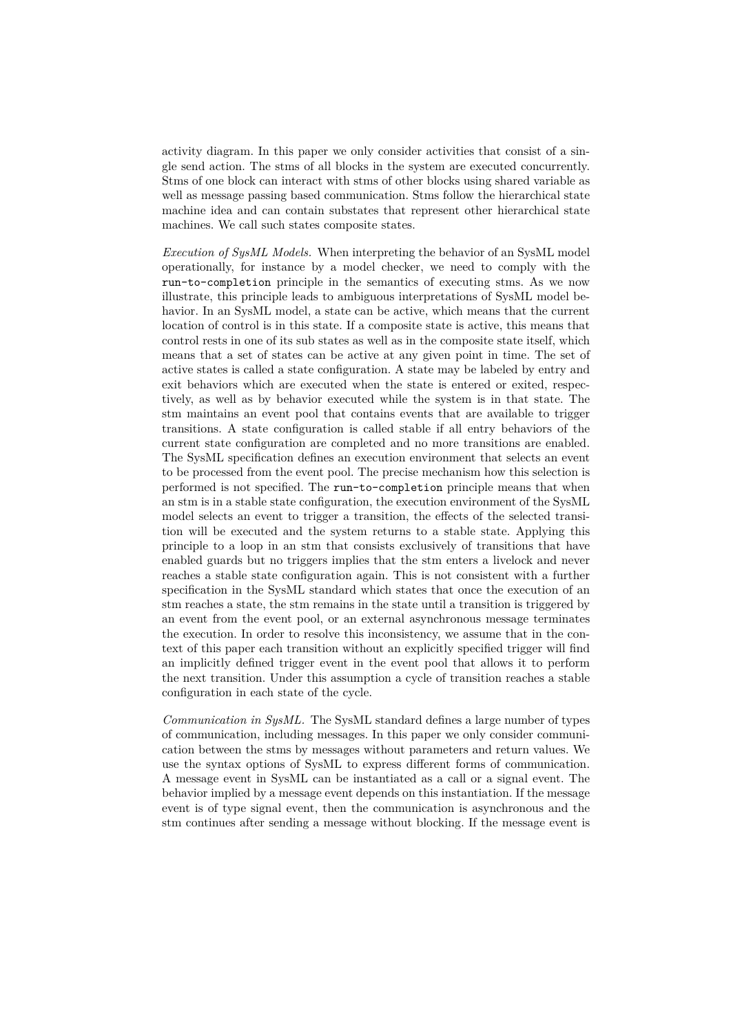activity diagram. In this paper we only consider activities that consist of a single send action. The stms of all blocks in the system are executed concurrently. Stms of one block can interact with stms of other blocks using shared variable as well as message passing based communication. Stms follow the hierarchical state machine idea and can contain substates that represent other hierarchical state machines. We call such states composite states.

*Execution of SysML Models.* When interpreting the behavior of an SysML model operationally, for instance by a model checker, we need to comply with the `run-to-completion` principle in the semantics of executing stms. As we now illustrate, this principle leads to ambiguous interpretations of SysML model behavior. In an SysML model, a state can be active, which means that the current location of control is in this state. If a composite state is active, this means that control rests in one of its sub states as well as in the composite state itself, which means that a set of states can be active at any given point in time. The set of active states is called a state configuration. A state may be labeled by entry and exit behaviors which are executed when the state is entered or exited, respectively, as well as by behavior executed while the system is in that state. The stm maintains an event pool that contains events that are available to trigger transitions. A state configuration is called stable if all entry behaviors of the current state configuration are completed and no more transitions are enabled. The SysML specification defines an execution environment that selects an event to be processed from the event pool. The precise mechanism how this selection is performed is not specified. The `run-to-completion` principle means that when an stm is in a stable state configuration, the execution environment of the SysML model selects an event to trigger a transition, the effects of the selected transition will be executed and the system returns to a stable state. Applying this principle to a loop in an stm that consists exclusively of transitions that have enabled guards but no triggers implies that the stm enters a livelock and never reaches a stable state configuration again. This is not consistent with a further specification in the SysML standard which states that once the execution of an stm reaches a state, the stm remains in the state until a transition is triggered by an event from the event pool, or an external asynchronous message terminates the execution. In order to resolve this inconsistency, we assume that in the context of this paper each transition without an explicitly specified trigger will find an implicitly defined trigger event in the event pool that allows it to perform the next transition. Under this assumption a cycle of transition reaches a stable configuration in each state of the cycle.

*Communication in SysML.* The SysML standard defines a large number of types of communication, including messages. In this paper we only consider communication between the stms by messages without parameters and return values. We use the syntax options of SysML to express different forms of communication. A message event in SysML can be instantiated as a call or a signal event. The behavior implied by a message event depends on this instantiation. If the message event is of type signal event, then the communication is asynchronous and the stm continues after sending a message without blocking. If the message event is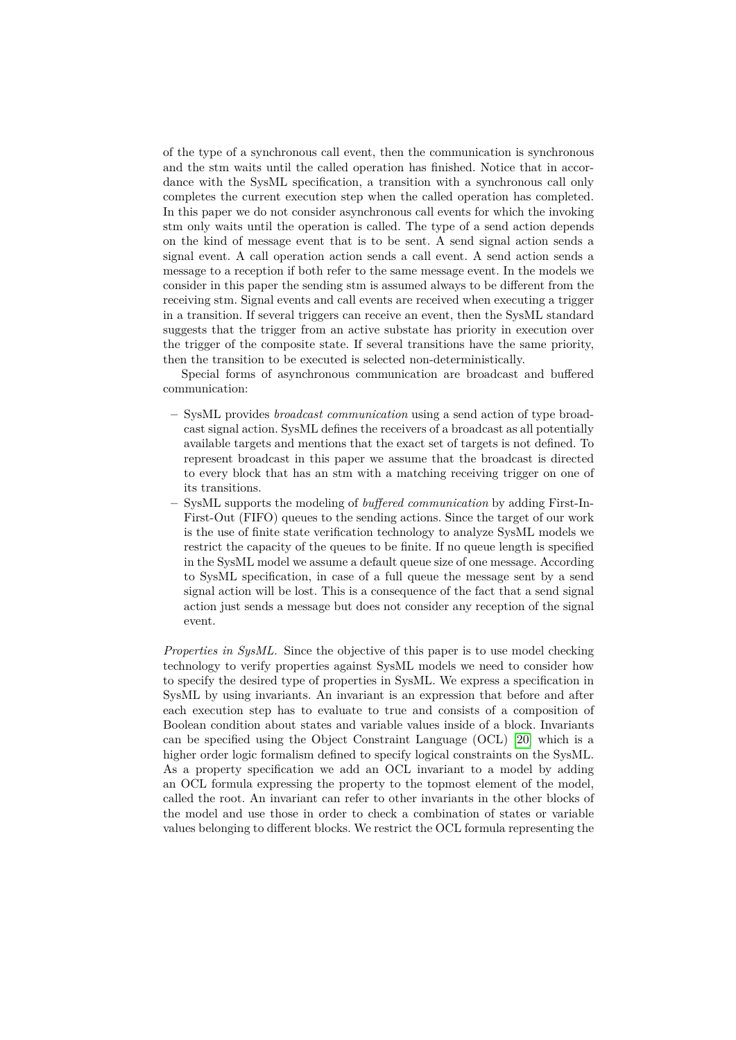of the type of a synchronous call event, then the communication is synchronous and the stm waits until the called operation has finished. Notice that in accordance with the SysML specification, a transition with a synchronous call only completes the current execution step when the called operation has completed. In this paper we do not consider asynchronous call events for which the invoking stm only waits until the operation is called. The type of a send action depends on the kind of message event that is to be sent. A send signal action sends a signal event. A call operation action sends a call event. A send action sends a message to a reception if both refer to the same message event. In the models we consider in this paper the sending stm is assumed always to be different from the receiving stm. Signal events and call events are received when executing a trigger in a transition. If several triggers can receive an event, then the SysML standard suggests that the trigger from an active substate has priority in execution over the trigger of the composite state. If several transitions have the same priority, then the transition to be executed is selected non-deterministically.

Special forms of asynchronous communication are broadcast and buffered communication:

- SysML provides *broadcast communication* using a send action of type broadcast signal action. SysML defines the receivers of a broadcast as all potentially available targets and mentions that the exact set of targets is not defined. To represent broadcast in this paper we assume that the broadcast is directed to every block that has an stm with a matching receiving trigger on one of its transitions.
- SysML supports the modeling of *buffered communication* by adding First-In-First-Out (FIFO) queues to the sending actions. Since the target of our work is the use of finite state verification technology to analyze SysML models we restrict the capacity of the queues to be finite. If no queue length is specified in the SysML model we assume a default queue size of one message. According to SysML specification, in case of a full queue the message sent by a send signal action will be lost. This is a consequence of the fact that a send signal action just sends a message but does not consider any reception of the signal event.

*Properties in SysML.* Since the objective of this paper is to use model checking technology to verify properties against SysML models we need to consider how to specify the desired type of properties in SysML. We express a specification in SysML by using invariants. An invariant is an expression that before and after each execution step has to evaluate to true and consists of a composition of Boolean condition about states and variable values inside of a block. Invariants can be specified using the Object Constraint Language (OCL) [20] which is a higher order logic formalism defined to specify logical constraints on the SysML. As a property specification we add an OCL invariant to a model by adding an OCL formula expressing the property to the topmost element of the model, called the root. An invariant can refer to other invariants in the other blocks of the model and use those in order to check a combination of states or variable values belonging to different blocks. We restrict the OCL formula representing the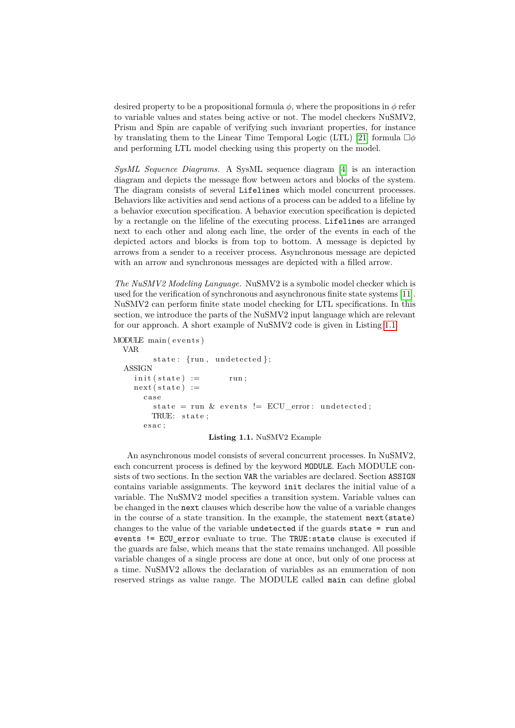desired property to be a propositional formula $\phi$, where the propositions in $\phi$ refer to variable values and states being active or not. The model checkers NuSMV2, Prism and Spin are capable of verifying such invariant properties, for instance by translating them to the Linear Time Temporal Logic (LTL) [21] formula $\Box\phi$ and performing LTL model checking using this property on the model.

*SysML Sequence Diagrams.* A SysML sequence diagram [4] is an interaction diagram and depicts the message flow between actors and blocks of the system. The diagram consists of several `Lifelines` which model concurrent processes. Behaviors like activities and send actions of a process can be added to a lifeline by a behavior execution specification. A behavior execution specification is depicted by a rectangle on the lifeline of the executing process. `Lifeline`s are arranged next to each other and along each line, the order of the events in each of the depicted actors and blocks is from top to bottom. A message is depicted by arrows from a sender to a receiver process. Asynchronous message are depicted with an arrow and synchronous messages are depicted with a filled arrow.

*The NuSMV2 Modeling Language.* NuSMV2 is a symbolic model checker which is used for the verification of synchronous and asynchronous finite state systems [11]. NuSMV2 can perform finite state model checking for LTL specifications. In this section, we introduce the parts of the NuSMV2 input language which are relevant for our approach. A short example of NuSMV2 code is given in Listing 1.1.

```
MODULE main(events)
  VAR
        state: {run, undetected};
  ASSIGN
    init(state) :=        run;
    next(state) :=
      case
        state = run & events != ECU_error: undetected;
        TRUE: state;
      esac;
```

**Listing 1.1.** NuSMV2 Example

An asynchronous model consists of several concurrent processes. In NuSMV2, each concurrent process is defined by the keyword `MODULE`. Each MODULE consists of two sections. In the section `VAR` the variables are declared. Section `ASSIGN` contains variable assignments. The keyword `init` declares the initial value of a variable. The NuSMV2 model specifies a transition system. Variable values can be changed in the `next` clauses which describe how the value of a variable changes in the course of a state transition. In the example, the statement `next(state)` changes to the value of the variable `undetected` if the guards `state = run` and `events != ECU_error` evaluate to true. The `TRUE:state` clause is executed if the guards are false, which means that the state remains unchanged. All possible variable changes of a single process are done at once, but only of one process at a time. NuSMV2 allows the declaration of variables as an enumeration of non reserved strings as value range. The MODULE called `main` can define global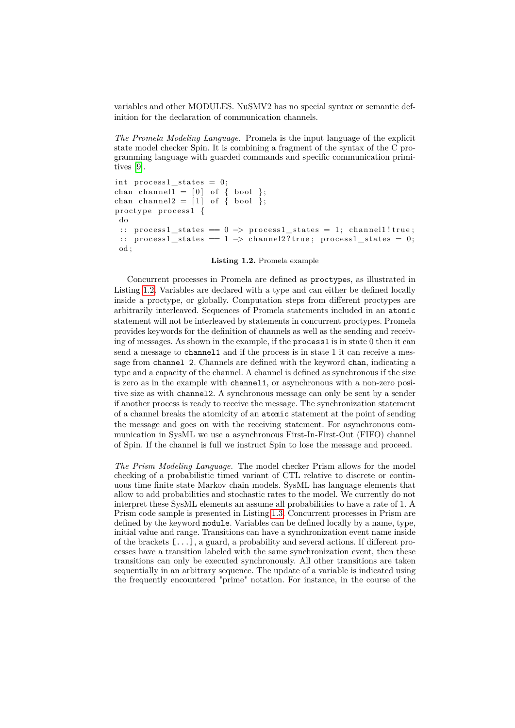variables and other MODULES. NuSMV2 has no special syntax or semantic definition for the declaration of communication channels.

*The Promela Modeling Language.* Promela is the input language of the explicit state model checker Spin. It is combining a fragment of the syntax of the C programming language with guarded commands and specific communication primitives [9].

```
int process1_states = 0;
chan channel1 = [0] of { bool };
chan channel2 = [1] of { bool };
proctype process1 {
 do
 :: process1_states == 0 -> process1_states = 1; channel1!true;
 :: process1_states == 1 -> channel2?true; process1_states = 0;
 od;
```

**Listing 1.2.** Promela example

Concurrent processes in Promela are defined as `proctype`s, as illustrated in Listing 1.2. Variables are declared with a type and can either be defined locally inside a proctype, or globally. Computation steps from different proctypes are arbitrarily interleaved. Sequences of Promela statements included in an `atomic` statement will not be interleaved by statements in concurrent proctypes. Promela provides keywords for the definition of channels as well as the sending and receiving of messages. As shown in the example, if the `process1` is in state 0 then it can send a message to `channel1` and if the process is in state 1 it can receive a message from `channel 2`. Channels are defined with the keyword `chan`, indicating a type and a capacity of the channel. A channel is defined as synchronous if the size is zero as in the example with `channel1`, or asynchronous with a non-zero positive size as with `channel2`. A synchronous message can only be sent by a sender if another process is ready to receive the message. The synchronization statement of a channel breaks the atomicity of an `atomic` statement at the point of sending the message and goes on with the receiving statement. For asynchronous communication in SysML we use a asynchronous First-In-First-Out (FIFO) channel of Spin. If the channel is full we instruct Spin to lose the message and proceed.

*The Prism Modeling Language.* The model checker Prism allows for the model checking of a probabilistic timed variant of CTL relative to discrete or continuous time finite state Markov chain models. SysML has language elements that allow to add probabilities and stochastic rates to the model. We currently do not interpret these SysML elements an assume all probabilities to have a rate of 1. A Prism code sample is presented in Listing 1.3. Concurrent processes in Prism are defined by the keyword `module`. Variables can be defined locally by a name, type, initial value and range. Transitions can have a synchronization event name inside of the brackets `[...]`, a guard, a probability and several actions. If different processes have a transition labeled with the same synchronization event, then these transitions can only be executed synchronously. All other transitions are taken sequentially in an arbitrary sequence. The update of a variable is indicated using the frequently encountered "prime" notation. For instance, in the course of the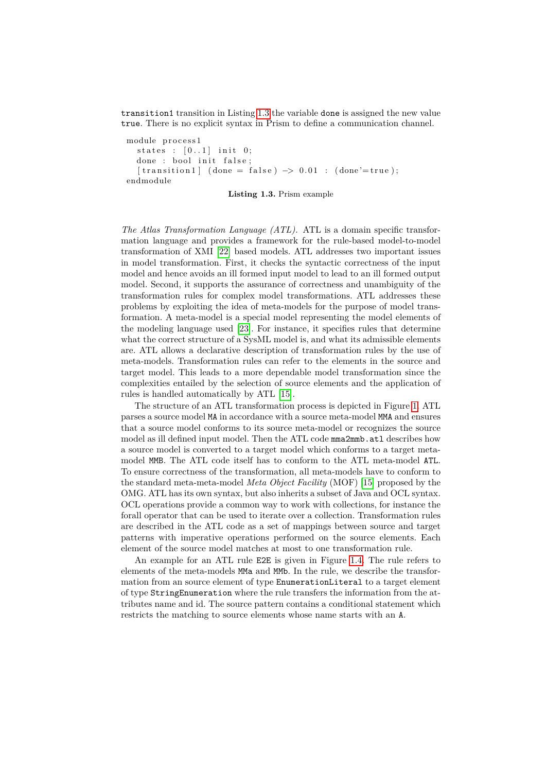`transition1` transition in Listing 1.3 the variable `done` is assigned the new value `true`. There is no explicit syntax in Prism to define a communication channel.

```
module process1
  states : [0..1] init 0;
  done : bool init false;
  [transition1] (done = false) -> 0.01 : (done'=true);
endmodule
```

**Listing 1.3.** Prism example

*The Atlas Transformation Language (ATL).* ATL is a domain specific transformation language and provides a framework for the rule-based model-to-model transformation of XMI [22] based models. ATL addresses two important issues in model transformation. First, it checks the syntactic correctness of the input model and hence avoids an ill formed input model to lead to an ill formed output model. Second, it supports the assurance of correctness and unambiguity of the transformation rules for complex model transformations. ATL addresses these problems by exploiting the idea of meta-models for the purpose of model transformation. A meta-model is a special model representing the model elements of the modeling language used [23]. For instance, it specifies rules that determine what the correct structure of a SysML model is, and what its admissible elements are. ATL allows a declarative description of transformation rules by the use of meta-models. Transformation rules can refer to the elements in the source and target model. This leads to a more dependable model transformation since the complexities entailed by the selection of source elements and the application of rules is handled automatically by ATL [15].

The structure of an ATL transformation process is depicted in Figure 1. ATL parses a source model `MA` in accordance with a source meta-model `MMA` and ensures that a source model conforms to its source meta-model or recognizes the source model as ill defined input model. Then the ATL code `mma2mmb.atl` describes how a source model is converted to a target model which conforms to a target meta-model `MMB`. The ATL code itself has to conform to the ATL meta-model `ATL`. To ensure correctness of the transformation, all meta-models have to conform to the standard meta-meta-model *Meta Object Facility* (MOF) [15] proposed by the OMG. ATL has its own syntax, but also inherits a subset of Java and OCL syntax. OCL operations provide a common way to work with collections, for instance the forall operator that can be used to iterate over a collection. Transformation rules are described in the ATL code as a set of mappings between source and target patterns with imperative operations performed on the source elements. Each element of the source model matches at most to one transformation rule.

An example for an ATL rule `E2E` is given in Figure 1.4. The rule refers to elements of the meta-models `MMa` and `MMb`. In the rule, we describe the transformation from an source element of type `EnumerationLiteral` to a target element of type `StringEnumeration` where the rule transfers the information from the attributes name and id. The source pattern contains a conditional statement which restricts the matching to source elements whose name starts with an `A`.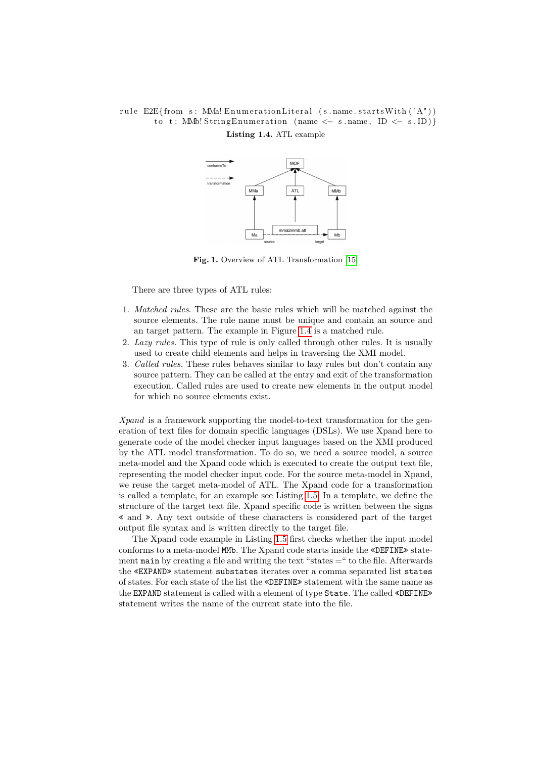```
rule E2E{from s: MMa!EnumerationLiteral (s.name.startsWith("A"))
        to t: MMb!StringEnumeration (name <- s.name, ID <- s.ID)}
```

**Listing 1.4.** ATL example

**Fig. 1.** Overview of ATL Transformation [15]

There are three types of ATL rules:

1. *Matched rules.* These are the basic rules which will be matched against the source elements. The rule name must be unique and contain an source and an target pattern. The example in Figure 1.4 is a matched rule.
2. *Lazy rules.* This type of rule is only called through other rules. It is usually used to create child elements and helps in traversing the XMI model.
3. *Called rules.* These rules behaves similar to lazy rules but don't contain any source pattern. They can be called at the entry and exit of the transformation execution. Called rules are used to create new elements in the output model for which no source elements exist.

*Xpand* is a framework supporting the model-to-text transformation for the generation of text files for domain specific languages (DSLs). We use Xpand here to generate code of the model checker input languages based on the XMI produced by the ATL model transformation. To do so, we need a source model, a source meta-model and the Xpand code which is executed to create the output text file, representing the model checker input code. For the source meta-model in Xpand, we reuse the target meta-model of ATL. The Xpand code for a transformation is called a template, for an example see Listing 1.5. In a template, we define the structure of the target text file. Xpand specific code is written between the signs « and ». Any text outside of these characters is considered part of the target output file syntax and is written directly to the target file.

The Xpand code example in Listing 1.5 first checks whether the input model conforms to a meta-model `MMb`. The Xpand code starts inside the `«DEFINE»` statement `main` by creating a file and writing the text "states =" to the file. Afterwards the `«EXPAND»` statement `substates` iterates over a comma separated list `states` of states. For each state of the list the `«DEFINE»` statement with the same name as the `EXPAND` statement is called with a element of type `State`. The called `«DEFINE»` statement writes the name of the current state into the file.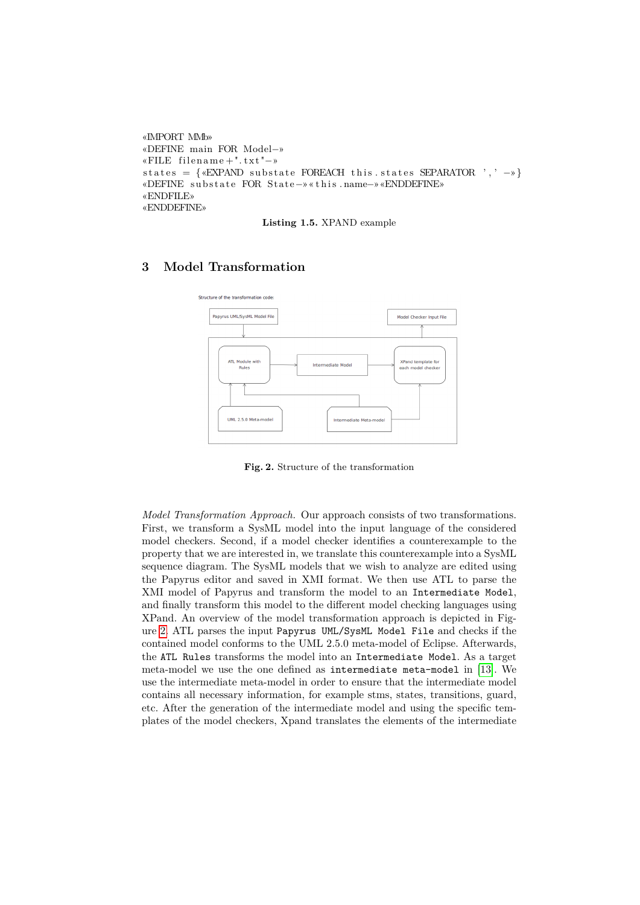```
«IMPORT MMb»
«DEFINE main FOR Model−»
«FILE filename+".txt"−»
states = {«EXPAND substate FOREACH this.states SEPARATOR ',' −»}
«DEFINE substate FOR State−»«this.name−»«ENDDEFINE»
«ENDFILE»
«ENDDEFINE»
```

**Listing 1.5.** XPAND example

## 3 Model Transformation

Structure of the transformation code:

Papyrus UML/SysML Model File

Model Checker Input File

ATL Module with Rules

Intermediate Model

XPand template for each model checker

UML 2.5.0 Meta-model

Intermediate Meta-model

**Fig. 2.** Structure of the transformation

*Model Transformation Approach.* Our approach consists of two transformations. First, we transform a SysML model into the input language of the considered model checkers. Second, if a model checker identifies a counterexample to the property that we are interested in, we translate this counterexample into a SysML sequence diagram. The SysML models that we wish to analyze are edited using the Papyrus editor and saved in XMI format. We then use ATL to parse the XMI model of Papyrus and transform the model to an `Intermediate Model`, and finally transform this model to the different model checking languages using XPand. An overview of the model transformation approach is depicted in Figure 2. ATL parses the input `Papyrus UML/SysML Model File` and checks if the contained model conforms to the UML 2.5.0 meta-model of Eclipse. Afterwards, the `ATL Rules` transforms the model into an `Intermediate Model`. As a target meta-model we use the one defined as `intermediate meta-model` in [13]. We use the intermediate meta-model in order to ensure that the intermediate model contains all necessary information, for example stms, states, transitions, guard, etc. After the generation of the intermediate model and using the specific templates of the model checkers, Xpand translates the elements of the intermediate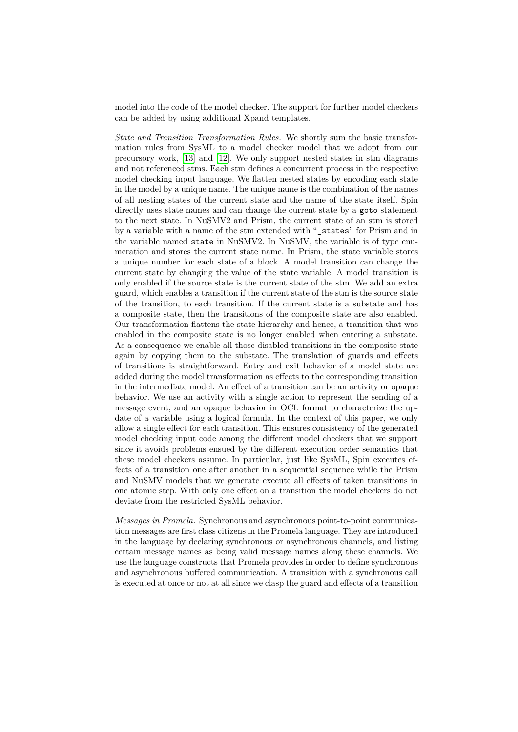model into the code of the model checker. The support for further model checkers can be added by using additional Xpand templates.

*State and Transition Transformation Rules.* We shortly sum the basic transformation rules from SysML to a model checker model that we adopt from our precursory work, [13] and [12]. We only support nested states in stm diagrams and not referenced stms. Each stm defines a concurrent process in the respective model checking input language. We flatten nested states by encoding each state in the model by a unique name. The unique name is the combination of the names of all nesting states of the current state and the name of the state itself. Spin directly uses state names and can change the current state by a `goto` statement to the next state. In NuSMV2 and Prism, the current state of an stm is stored by a variable with a name of the stm extended with "`_states`" for Prism and in the variable named `state` in NuSMV2. In NuSMV, the variable is of type enumeration and stores the current state name. In Prism, the state variable stores a unique number for each state of a block. A model transition can change the current state by changing the value of the state variable. A model transition is only enabled if the source state is the current state of the stm. We add an extra guard, which enables a transition if the current state of the stm is the source state of the transition, to each transition. If the current state is a substate and has a composite state, then the transitions of the composite state are also enabled. Our transformation flattens the state hierarchy and hence, a transition that was enabled in the composite state is no longer enabled when entering a substate. As a consequence we enable all those disabled transitions in the composite state again by copying them to the substate. The translation of guards and effects of transitions is straightforward. Entry and exit behavior of a model state are added during the model transformation as effects to the corresponding transition in the intermediate model. An effect of a transition can be an activity or opaque behavior. We use an activity with a single action to represent the sending of a message event, and an opaque behavior in OCL format to characterize the update of a variable using a logical formula. In the context of this paper, we only allow a single effect for each transition. This ensures consistency of the generated model checking input code among the different model checkers that we support since it avoids problems ensued by the different execution order semantics that these model checkers assume. In particular, just like SysML, Spin executes effects of a transition one after another in a sequential sequence while the Prism and NuSMV models that we generate execute all effects of taken transitions in one atomic step. With only one effect on a transition the model checkers do not deviate from the restricted SysML behavior.

*Messages in Promela.* Synchronous and asynchronous point-to-point communication messages are first class citizens in the Promela language. They are introduced in the language by declaring synchronous or asynchronous channels, and listing certain message names as being valid message names along these channels. We use the language constructs that Promela provides in order to define synchronous and asynchronous buffered communication. A transition with a synchronous call is executed at once or not at all since we clasp the guard and effects of a transition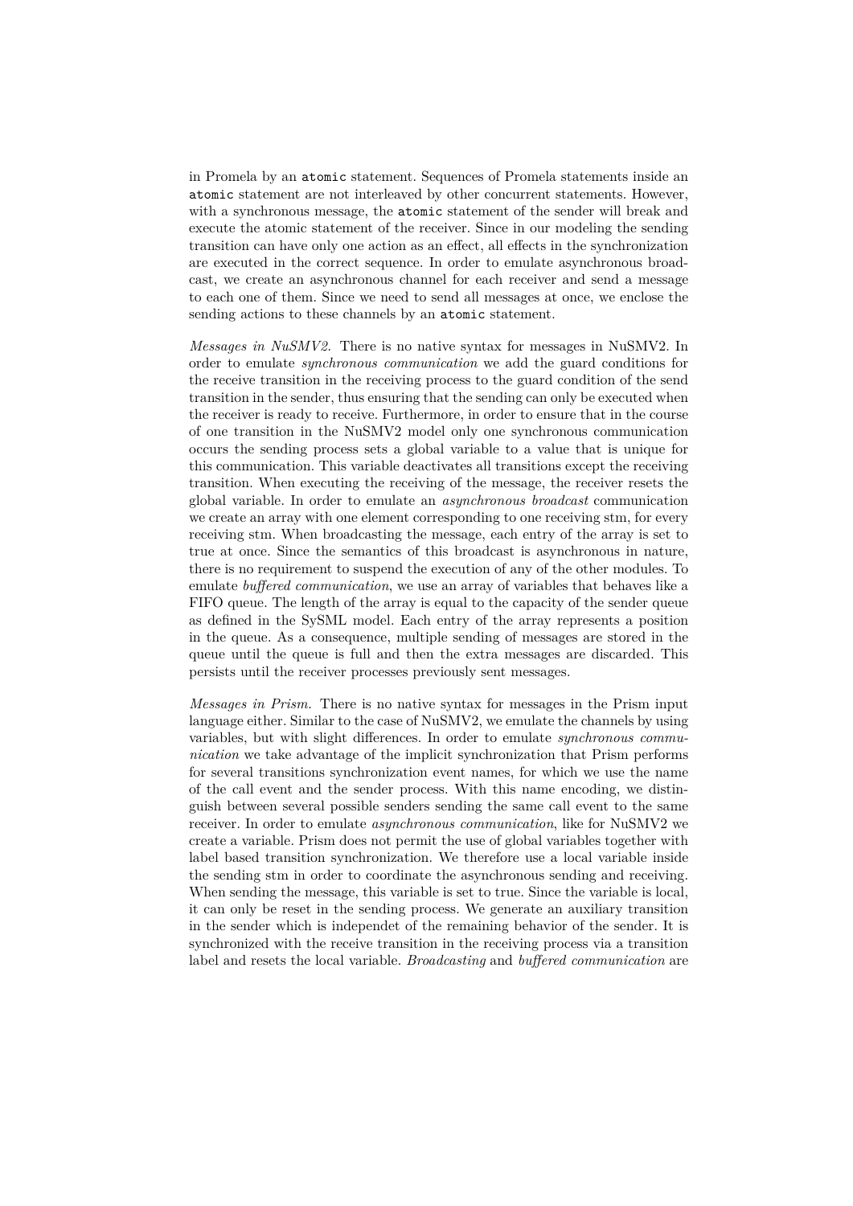in Promela by an `atomic` statement. Sequences of Promela statements inside an `atomic` statement are not interleaved by other concurrent statements. However, with a synchronous message, the `atomic` statement of the sender will break and execute the atomic statement of the receiver. Since in our modeling the sending transition can have only one action as an effect, all effects in the synchronization are executed in the correct sequence. In order to emulate asynchronous broadcast, we create an asynchronous channel for each receiver and send a message to each one of them. Since we need to send all messages at once, we enclose the sending actions to these channels by an `atomic` statement.

*Messages in NuSMV2.* There is no native syntax for messages in NuSMV2. In order to emulate *synchronous communication* we add the guard conditions for the receive transition in the receiving process to the guard condition of the send transition in the sender, thus ensuring that the sending can only be executed when the receiver is ready to receive. Furthermore, in order to ensure that in the course of one transition in the NuSMV2 model only one synchronous communication occurs the sending process sets a global variable to a value that is unique for this communication. This variable deactivates all transitions except the receiving transition. When executing the receiving of the message, the receiver resets the global variable. In order to emulate an *asynchronous broadcast* communication we create an array with one element corresponding to one receiving stm, for every receiving stm. When broadcasting the message, each entry of the array is set to true at once. Since the semantics of this broadcast is asynchronous in nature, there is no requirement to suspend the execution of any of the other modules. To emulate *buffered communication*, we use an array of variables that behaves like a FIFO queue. The length of the array is equal to the capacity of the sender queue as defined in the SysSML model. Each entry of the array represents a position in the queue. As a consequence, multiple sending of messages are stored in the queue until the queue is full and then the extra messages are discarded. This persists until the receiver processes previously sent messages.

*Messages in Prism.* There is no native syntax for messages in the Prism input language either. Similar to the case of NuSMV2, we emulate the channels by using variables, but with slight differences. In order to emulate *synchronous communication* we take advantage of the implicit synchronization that Prism performs for several transitions synchronization event names, for which we use the name of the call event and the sender process. With this name encoding, we distinguish between several possible senders sending the same call event to the same receiver. In order to emulate *asynchronous communication*, like for NuSMV2 we create a variable. Prism does not permit the use of global variables together with label based transition synchronization. We therefore use a local variable inside the sending stm in order to coordinate the asynchronous sending and receiving. When sending the message, this variable is set to true. Since the variable is local, it can only be reset in the sending process. We generate an auxiliary transition in the sender which is independet of the remaining behavior of the sender. It is synchronized with the receive transition in the receiving process via a transition label and resets the local variable. *Broadcasting* and *buffered communication* are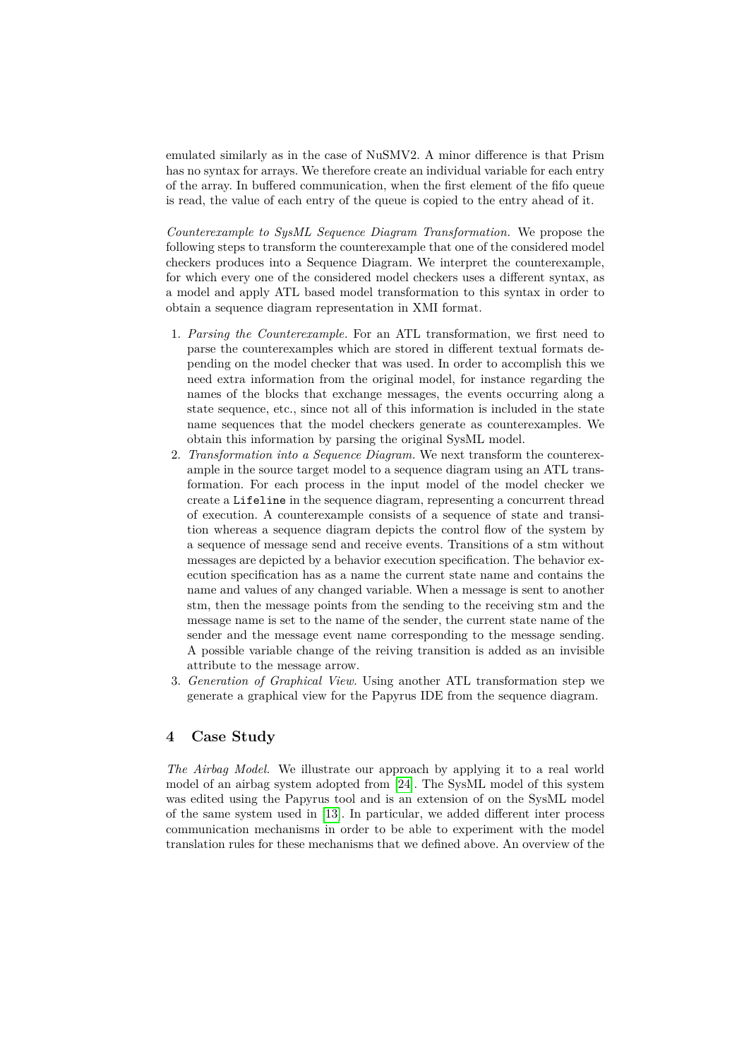emulated similarly as in the case of NuSMV2. A minor difference is that Prism has no syntax for arrays. We therefore create an individual variable for each entry of the array. In buffered communication, when the first element of the fifo queue is read, the value of each entry of the queue is copied to the entry ahead of it.

*Counterexample to SysML Sequence Diagram Transformation.* We propose the following steps to transform the counterexample that one of the considered model checkers produces into a Sequence Diagram. We interpret the counterexample, for which every one of the considered model checkers uses a different syntax, as a model and apply ATL based model transformation to this syntax in order to obtain a sequence diagram representation in XMI format.

1. *Parsing the Counterexample.* For an ATL transformation, we first need to parse the counterexamples which are stored in different textual formats depending on the model checker that was used. In order to accomplish this we need extra information from the original model, for instance regarding the names of the blocks that exchange messages, the events occurring along a state sequence, etc., since not all of this information is included in the state name sequences that the model checkers generate as counterexamples. We obtain this information by parsing the original SysML model.
2. *Transformation into a Sequence Diagram.* We next transform the counterexample in the source target model to a sequence diagram using an ATL transformation. For each process in the input model of the model checker we create a `Lifeline` in the sequence diagram, representing a concurrent thread of execution. A counterexample consists of a sequence of state and transition whereas a sequence diagram depicts the control flow of the system by a sequence of message send and receive events. Transitions of a stm without messages are depicted by a behavior execution specification. The behavior execution specification has as a name the current state name and contains the name and values of any changed variable. When a message is sent to another stm, then the message points from the sending to the receiving stm and the message name is set to the name of the sender, the current state name of the sender and the message event name corresponding to the message sending. A possible variable change of the reiving transition is added as an invisible attribute to the message arrow.
3. *Generation of Graphical View.* Using another ATL transformation step we generate a graphical view for the Papyrus IDE from the sequence diagram.

## 4 Case Study

*The Airbag Model.* We illustrate our approach by applying it to a real world model of an airbag system adopted from [24]. The SysML model of this system was edited using the Papyrus tool and is an extension of on the SysML model of the same system used in [13]. In particular, we added different inter process communication mechanisms in order to be able to experiment with the model translation rules for these mechanisms that we defined above. An overview of the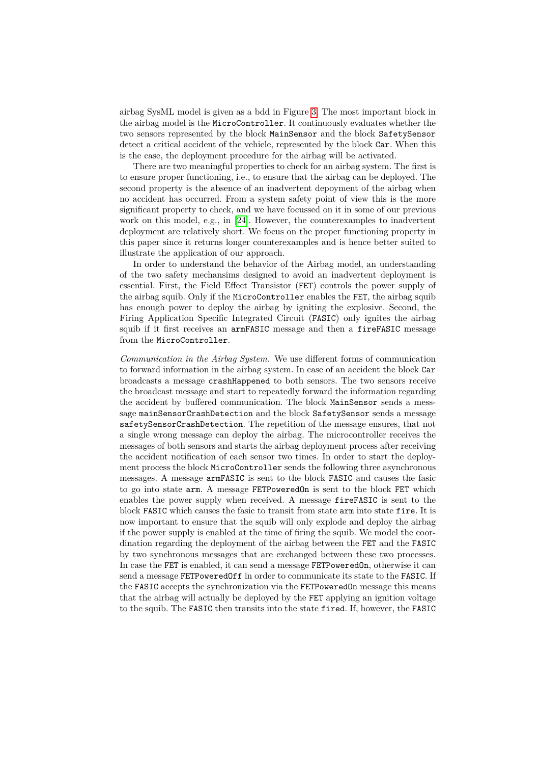airbag SysML model is given as a bdd in Figure 3. The most important block in the airbag model is the `MicroController`. It continuously evaluates whether the two sensors represented by the block `MainSensor` and the block `SafetySensor` detect a critical accident of the vehicle, represented by the block `Car`. When this is the case, the deployment procedure for the airbag will be activated.

There are two meaningful properties to check for an airbag system. The first is to ensure proper functioning, i.e., to ensure that the airbag can be deployed. The second property is the absence of an inadvertent depoyment of the airbag when no accident has occurred. From a system safety point of view this is the more significant property to check, and we have focussed on it in some of our previous work on this model, e.g., in [24]. However, the counterexamples to inadvertent deployment are relatively short. We focus on the proper functioning property in this paper since it returns longer counterexamples and is hence better suited to illustrate the application of our approach.

In order to understand the behavior of the Airbag model, an understanding of the two safety mechansims designed to avoid an inadvertent deployment is essential. First, the Field Effect Transistor (`FET`) controls the power supply of the airbag squib. Only if the `MicroController` enables the `FET`, the airbag squib has enough power to deploy the airbag by igniting the explosive. Second, the Firing Application Specific Integrated Circuit (`FASIC`) only ignites the airbag squib if it first receives an `armFASIC` message and then a `fireFASIC` message from the `MicroController`.

*Communication in the Airbag System.* We use different forms of communication to forward information in the airbag system. In case of an accident the block `Car` broadcasts a message `crashHappened` to both sensors. The two sensors receive the broadcast message and start to repeatedly forward the information regarding the accident by buffered communication. The block `MainSensor` sends a message `mainSensorCrashDetection` and the block `SafetySensor` sends a message `safetySensorCrashDetection`. The repetition of the message ensures, that not a single wrong message can deploy the airbag. The microcontroller receives the messages of both sensors and starts the airbag deployment process after receiving the accident notification of each sensor two times. In order to start the deployment process the block `MicroController` sends the following three asynchronous messages. A message `armFASIC` is sent to the block `FASIC` and causes the fasic to go into state `arm`. A message `FETPoweredOn` is sent to the block `FET` which enables the power supply when received. A message `fireFASIC` is sent to the block `FASIC` which causes the fasic to transit from state `arm` into state `fire`. It is now important to ensure that the squib will only explode and deploy the airbag if the power supply is enabled at the time of firing the squib. We model the coordination regarding the deployment of the airbag between the `FET` and the `FASIC` by two synchronous messages that are exchanged between these two processes. In case the `FET` is enabled, it can send a message `FETPoweredOn`, otherwise it can send a message `FETPoweredOff` in order to communicate its state to the `FASIC`. If the `FASIC` accepts the synchronization via the `FETPoweredOn` message this means that the airbag will actually be deployed by the `FET` applying an ignition voltage to the squib. The `FASIC` then transits into the state `fired`. If, however, the `FASIC`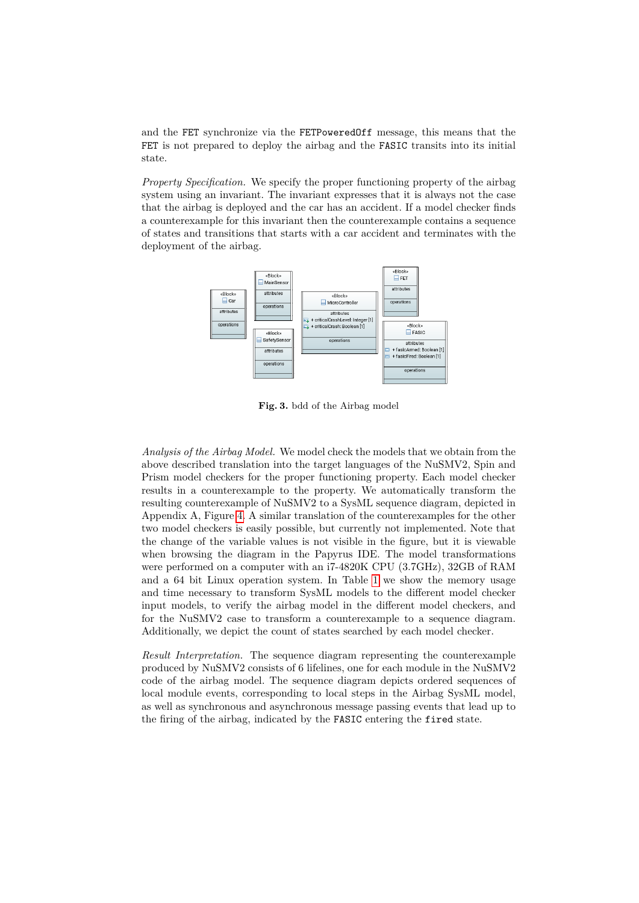and the FET synchronize via the FETPoweredOff message, this means that the FET is not prepared to deploy the airbag and the FASIC transits into its initial state.

*Property Specification.* We specify the proper functioning property of the airbag system using an invariant. The invariant expresses that it is always not the case that the airbag is deployed and the car has an accident. If a model checker finds a counterexample for this invariant then the counterexample contains a sequence of states and transitions that starts with a car accident and terminates with the deployment of the airbag.

**Fig. 3.** bdd of the Airbag model

*Analysis of the Airbag Model.* We model check the models that we obtain from the above described translation into the target languages of the NuSMV2, Spin and Prism model checkers for the proper functioning property. Each model checker results in a counterexample to the property. We automatically transform the resulting counterexample of NuSMV2 to a SysML sequence diagram, depicted in Appendix A, Figure 4. A similar translation of the counterexamples for the other two model checkers is easily possible, but currently not implemented. Note that the change of the variable values is not visible in the figure, but it is viewable when browsing the diagram in the Papyrus IDE. The model transformations were performed on a computer with an i7-4820K CPU (3.7GHz), 32GB of RAM and a 64 bit Linux operation system. In Table 1 we show the memory usage and time necessary to transform SysML models to the different model checker input models, to verify the airbag model in the different model checkers, and for the NuSMV2 case to transform a counterexample to a sequence diagram. Additionally, we depict the count of states searched by each model checker.

*Result Interpretation.* The sequence diagram representing the counterexample produced by NuSMV2 consists of 6 lifelines, one for each module in the NuSMV2 code of the airbag model. The sequence diagram depicts ordered sequences of local module events, corresponding to local steps in the Airbag SysML model, as well as synchronous and asynchronous message passing events that lead up to the firing of the airbag, indicated by the FASIC entering the fired state.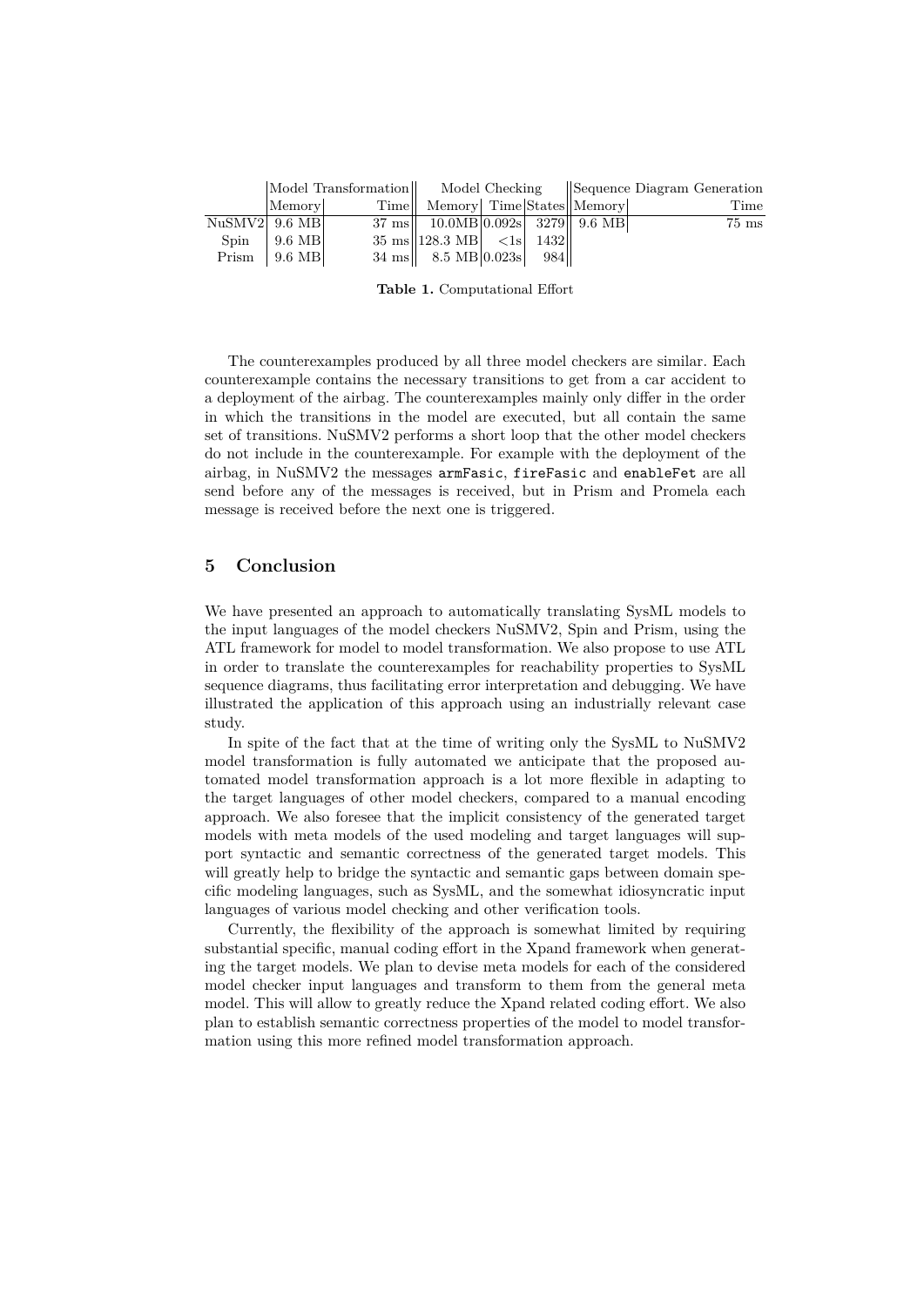| | Model Transformation | | Model Checking | | | Sequence Diagram Generation | |
|---|---|---|---|---|---|---|---|
| | Memory | Time | Memory | Time | States | Memory | Time |
| NuSMV2 | 9.6 MB | 37 ms | 10.0MB | 0.092s | 3279 | 9.6 MB | 75 ms |
| Spin | 9.6 MB | 35 ms | 128.3 MB | <1s | 1432 | | |
| Prism | 9.6 MB | 34 ms | 8.5 MB | 0.023s | 984 | | |

**Table 1.** Computational Effort

The counterexamples produced by all three model checkers are similar. Each counterexample contains the necessary transitions to get from a car accident to a deployment of the airbag. The counterexamples mainly only differ in the order in which the transitions in the model are executed, but all contain the same set of transitions. NuSMV2 performs a short loop that the other model checkers do not include in the counterexample. For example with the deployment of the airbag, in NuSMV2 the messages `armFasic`, `fireFasic` and `enableFet` are all send before any of the messages is received, but in Prism and Promela each message is received before the next one is triggered.

## 5 Conclusion

We have presented an approach to automatically translating SysML models to the input languages of the model checkers NuSMV2, Spin and Prism, using the ATL framework for model to model transformation. We also propose to use ATL in order to translate the counterexamples for reachability properties to SysML sequence diagrams, thus facilitating error interpretation and debugging. We have illustrated the application of this approach using an industrially relevant case study.

In spite of the fact that at the time of writing only the SysML to NuSMV2 model transformation is fully automated we anticipate that the proposed automated model transformation approach is a lot more flexible in adapting to the target languages of other model checkers, compared to a manual encoding approach. We also foresee that the implicit consistency of the generated target models with meta models of the used modeling and target languages will support syntactic and semantic correctness of the generated target models. This will greatly help to bridge the syntactic and semantic gaps between domain specific modeling languages, such as SysML, and the somewhat idiosyncratic input languages of various model checking and other verification tools.

Currently, the flexibility of the approach is somewhat limited by requiring substantial specific, manual coding effort in the Xpand framework when generating the target models. We plan to devise meta models for each of the considered model checker input languages and transform to them from the general meta model. This will allow to greatly reduce the Xpand related coding effort. We also plan to establish semantic correctness properties of the model to model transformation using this more refined model transformation approach.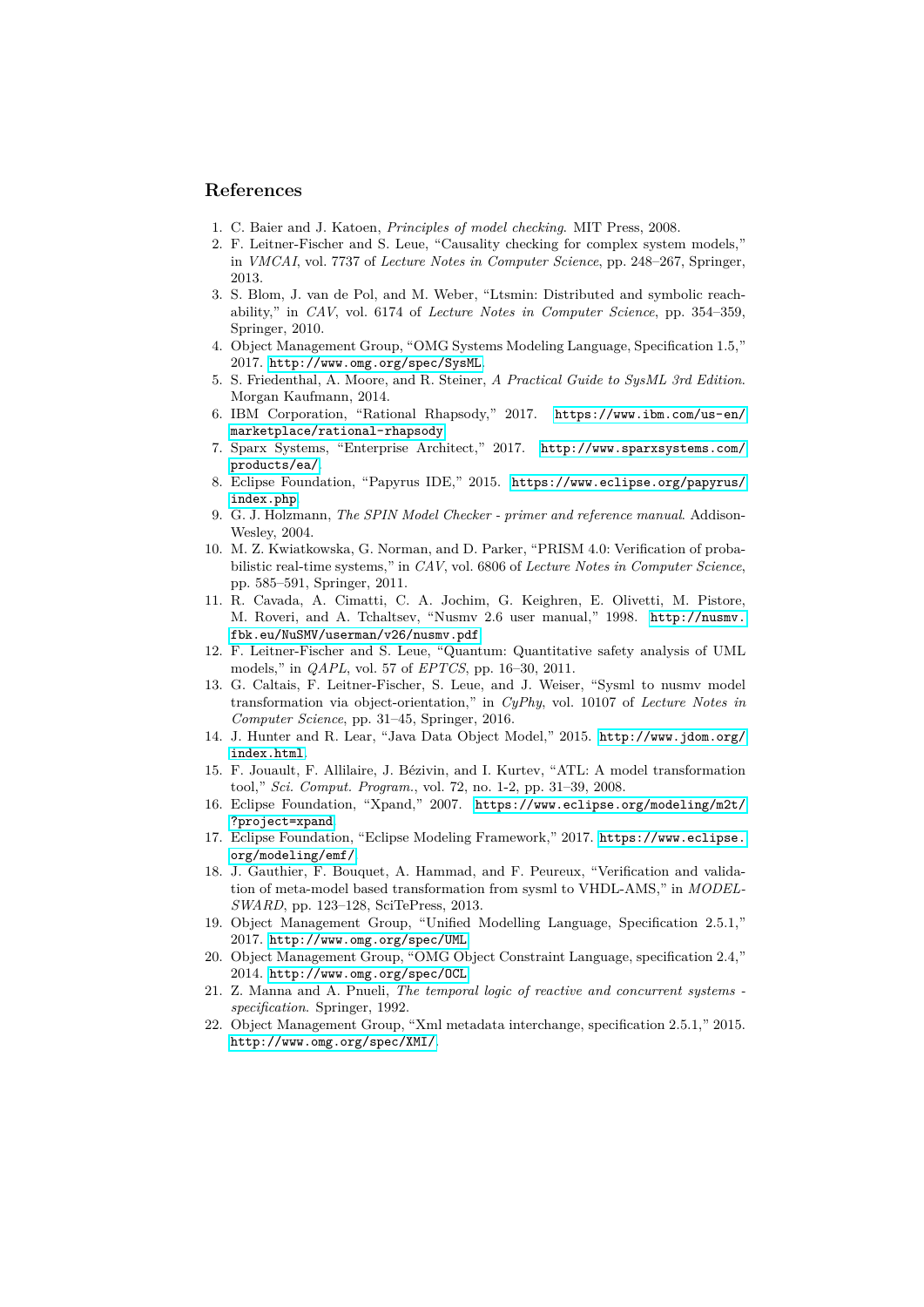## References

1. C. Baier and J. Katoen, *Principles of model checking*. MIT Press, 2008.
2. F. Leitner-Fischer and S. Leue, "Causality checking for complex system models," in *VMCAI*, vol. 7737 of *Lecture Notes in Computer Science*, pp. 248–267, Springer, 2013.
3. S. Blom, J. van de Pol, and M. Weber, "Ltsmin: Distributed and symbolic reachability," in *CAV*, vol. 6174 of *Lecture Notes in Computer Science*, pp. 354–359, Springer, 2010.
4. Object Management Group, "OMG Systems Modeling Language, Specification 1.5," 2017. `http://www.omg.org/spec/SysML`.
5. S. Friedenthal, A. Moore, and R. Steiner, *A Practical Guide to SysML 3rd Edition*. Morgan Kaufmann, 2014.
6. IBM Corporation, "Rational Rhapsody," 2017. `https://www.ibm.com/us-en/marketplace/rational-rhapsody`.
7. Sparx Systems, "Enterprise Architect," 2017. `http://www.sparxsystems.com/products/ea/`.
8. Eclipse Foundation, "Papyrus IDE," 2015. `https://www.eclipse.org/papyrus/index.php`.
9. G. J. Holzmann, *The SPIN Model Checker - primer and reference manual*. Addison-Wesley, 2004.
10. M. Z. Kwiatkowska, G. Norman, and D. Parker, "PRISM 4.0: Verification of probabilistic real-time systems," in *CAV*, vol. 6806 of *Lecture Notes in Computer Science*, pp. 585–591, Springer, 2011.
11. R. Cavada, A. Cimatti, C. A. Jochim, G. Keighren, E. Olivetti, M. Pistore, M. Roveri, and A. Tchaltsev, "Nusmv 2.6 user manual," 1998. `http://nusmv.fbk.eu/NuSMV/userman/v26/nusmv.pdf`.
12. F. Leitner-Fischer and S. Leue, "Quantum: Quantitative safety analysis of UML models," in *QAPL*, vol. 57 of *EPTCS*, pp. 16–30, 2011.
13. G. Caltais, F. Leitner-Fischer, S. Leue, and J. Weiser, "Sysml to nusmv model transformation via object-orientation," in *CyPhy*, vol. 10107 of *Lecture Notes in Computer Science*, pp. 31–45, Springer, 2016.
14. J. Hunter and R. Lear, "Java Data Object Model," 2015. `http://www.jdom.org/index.html`.
15. F. Jouault, F. Allilaire, J. Bézivin, and I. Kurtev, "ATL: A model transformation tool," *Sci. Comput. Program.*, vol. 72, no. 1-2, pp. 31–39, 2008.
16. Eclipse Foundation, "Xpand," 2007. `https://www.eclipse.org/modeling/m2t/?project=xpand`.
17. Eclipse Foundation, "Eclipse Modeling Framework," 2017. `https://www.eclipse.org/modeling/emf/`.
18. J. Gauthier, F. Bouquet, A. Hammad, and F. Peureux, "Verification and validation of meta-model based transformation from sysml to VHDL-AMS," in *MODELSWARD*, pp. 123–128, SciTePress, 2013.
19. Object Management Group, "Unified Modelling Language, Specification 2.5.1," 2017. `http://www.omg.org/spec/UML`.
20. Object Management Group, "OMG Object Constraint Language, specification 2.4," 2014. `http://www.omg.org/spec/OCL`.
21. Z. Manna and A. Pnueli, *The temporal logic of reactive and concurrent systems - specification*. Springer, 1992.
22. Object Management Group, "Xml metadata interchange, specification 2.5.1," 2015. `http://www.omg.org/spec/XMI/`.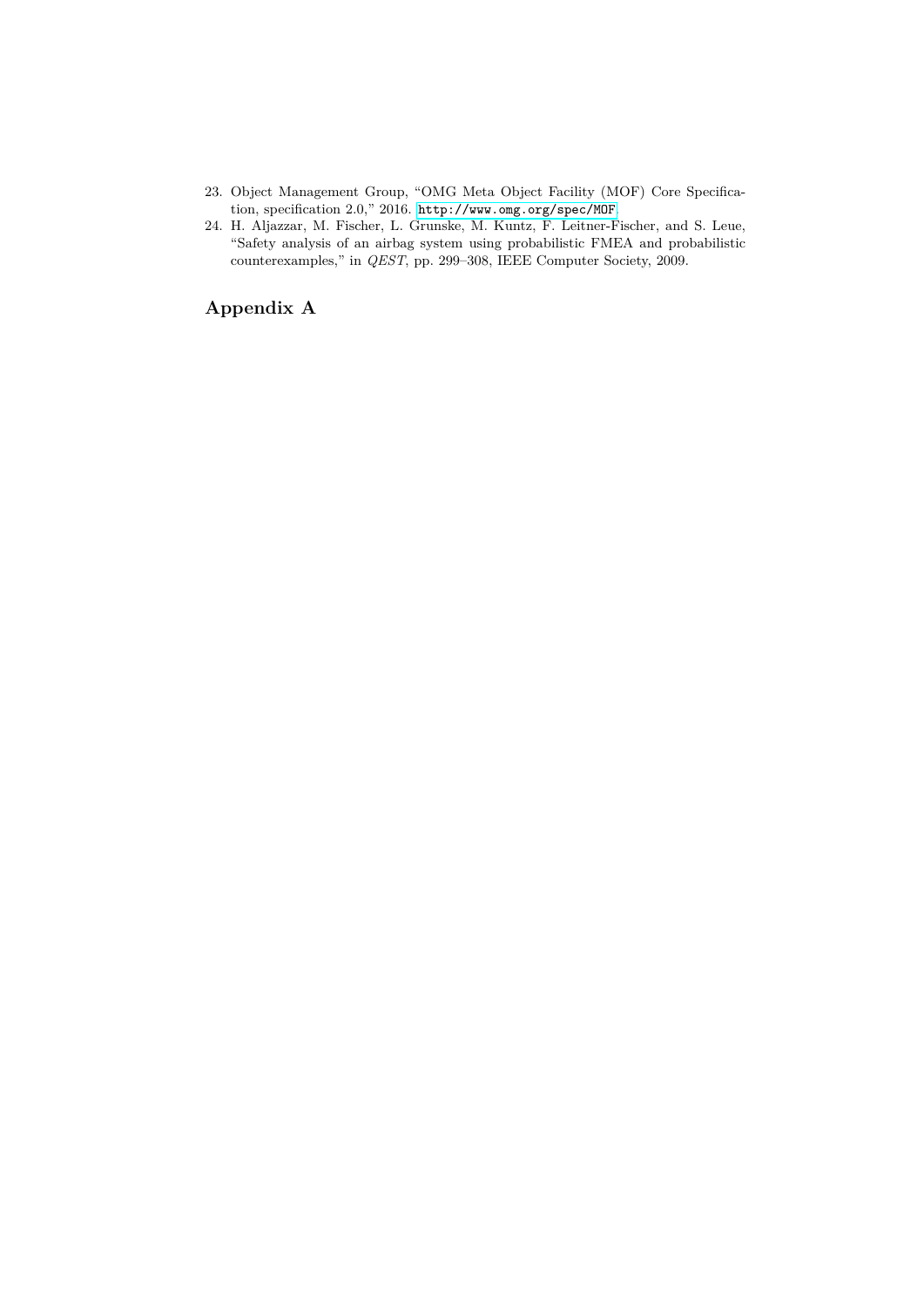23. Object Management Group, "OMG Meta Object Facility (MOF) Core Specification, specification 2.0," 2016. http://www.omg.org/spec/MOF
24. H. Aljazzar, M. Fischer, L. Grunske, M. Kuntz, F. Leitner-Fischer, and S. Leue, "Safety analysis of an airbag system using probabilistic FMEA and probabilistic counterexamples," in *QEST*, pp. 299–308, IEEE Computer Society, 2009.

## Appendix A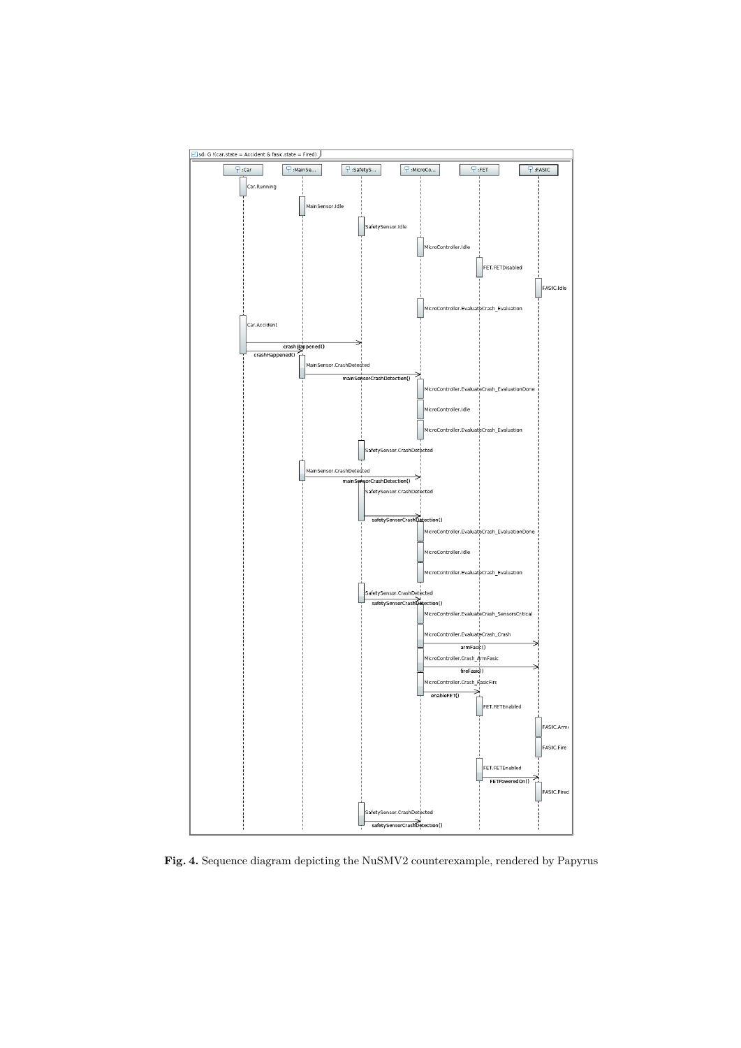sd: G !(car.state = Accident & fasic.state = Fired)

:Car

:MainSe...

:SafetyS...

:MicroCo...

:FET

:FASIC

Car.Running

MainSensor.Idle

SafetySensor.Idle

MicroController.Idle

FET.FETDisabled

FASIC.Idle

MicroController.EvaluateCrash_Evaluation

Car.Accident

crashHappened()

crashHappened()

MainSensor.CrashDetected

mainSensorCrashDetection()

MicroController.EvaluateCrash_EvaluationDone

MicroController.Idle

MicroController.EvaluateCrash_Evaluation

SafetySensor.CrashDetected

MainSensor.CrashDetected

mainSensorCrashDetection()

SafetySensor.CrashDetected

safetySensorCrashDetection()

MicroController.EvaluateCrash_EvaluationDone

MicroController.Idle

MicroController.EvaluateCrash_Evaluation

SafetySensor.CrashDetected

safetySensorCrashDetection()

MicroController.EvaluateCrash_SensorsCritical

MicroController.EvaluateCrash_Crash

armFasic()

MicroController.Crash_ArmFasic

fireFasic()

MicroController.Crash_FasicFire

enableFET()

FET.FETEnabled

FASIC.Arme

FASIC.Fire

FET.FETEnabled

FETPoweredOn()

FASIC.Fired

SafetySensor.CrashDetected

safetySensorCrashDetection()

**Fig. 4.** Sequence diagram depicting the NuSMV2 counterexample, rendered by Papyrus